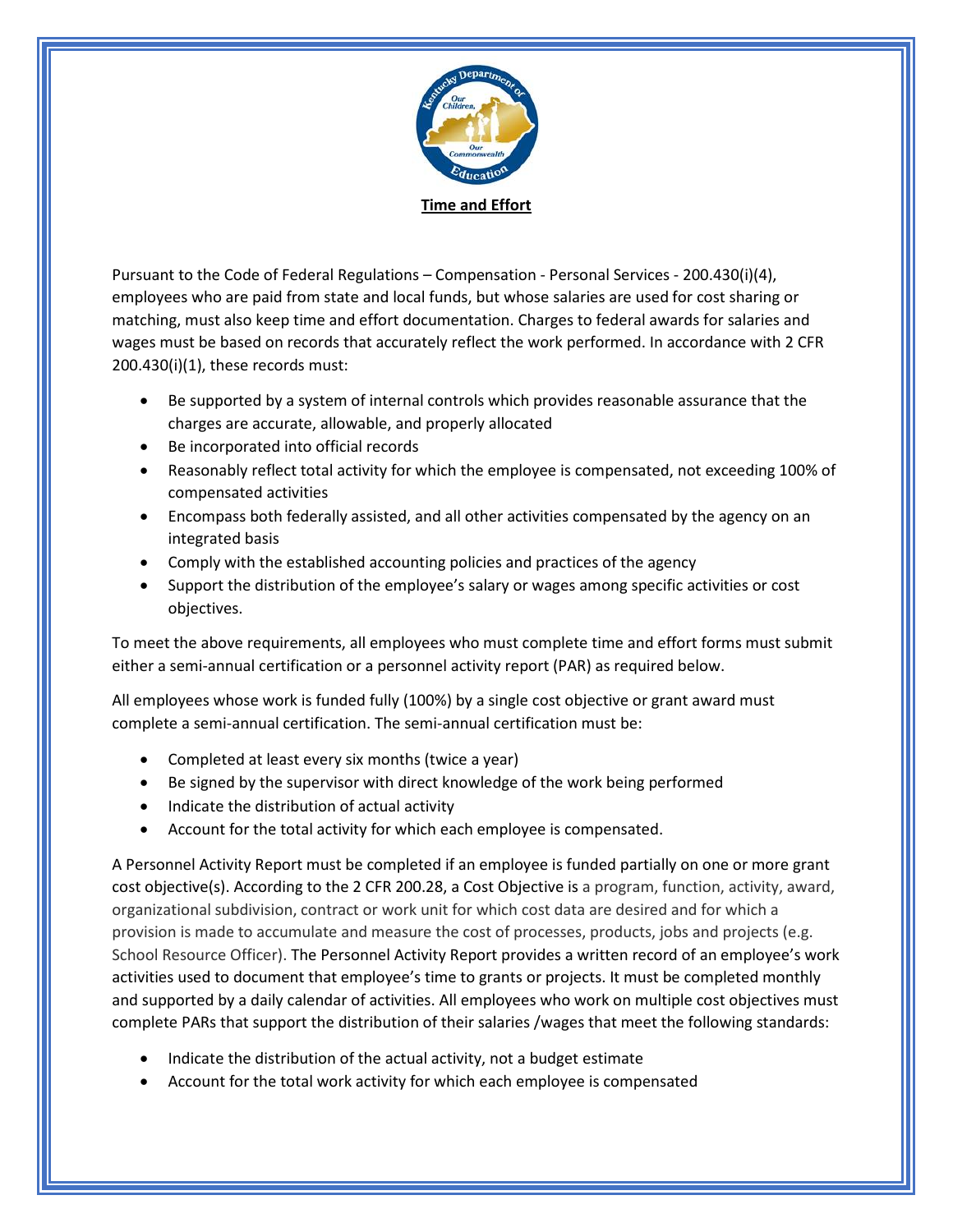**Time and Effort**

Pursuant to the Code of Federal Regulations – Compensation - Personal Services - 200.430(i)(4), employees who are paid from state and local funds, but whose salaries are used for cost sharing or matching, must also keep time and effort documentation. Charges to federal awards for salaries and wages must be based on records that accurately reflect the work performed. In accordance with 2 CFR 200.430(i)(1), these records must:

- Be supported by a system of internal controls which provides reasonable assurance that the charges are accurate, allowable, and properly allocated
- Be incorporated into official records
- Reasonably reflect total activity for which the employee is compensated, not exceeding 100% of compensated activities
- Encompass both federally assisted, and all other activities compensated by the agency on an integrated basis
- Comply with the established accounting policies and practices of the agency
- Support the distribution of the employee's salary or wages among specific activities or cost objectives.

To meet the above requirements, all employees who must complete time and effort forms must submit either a semi-annual certification or a personnel activity report (PAR) as required below.

All employees whose work is funded fully (100%) by a single cost objective or grant award must complete a semi-annual certification. The semi-annual certification must be:

- Completed at least every six months (twice a year)
- Be signed by the supervisor with direct knowledge of the work being performed
- Indicate the distribution of actual activity
- Account for the total activity for which each employee is compensated.

A Personnel Activity Report must be completed if an employee is funded partially on one or more grant cost objective(s). According to the 2 CFR 200.28, a Cost Objective is a program, function, activity, award, organizational subdivision, contract or work unit for which cost data are desired and for which a provision is made to accumulate and measure the cost of processes, products, jobs and projects (e.g. School Resource Officer). The Personnel Activity Report provides a written record of an employee's work activities used to document that employee's time to grants or projects. It must be completed monthly and supported by a daily calendar of activities. All employees who work on multiple cost objectives must complete PARs that support the distribution of their salaries /wages that meet the following standards:

- Indicate the distribution of the actual activity, not a budget estimate
- Account for the total work activity for which each employee is compensated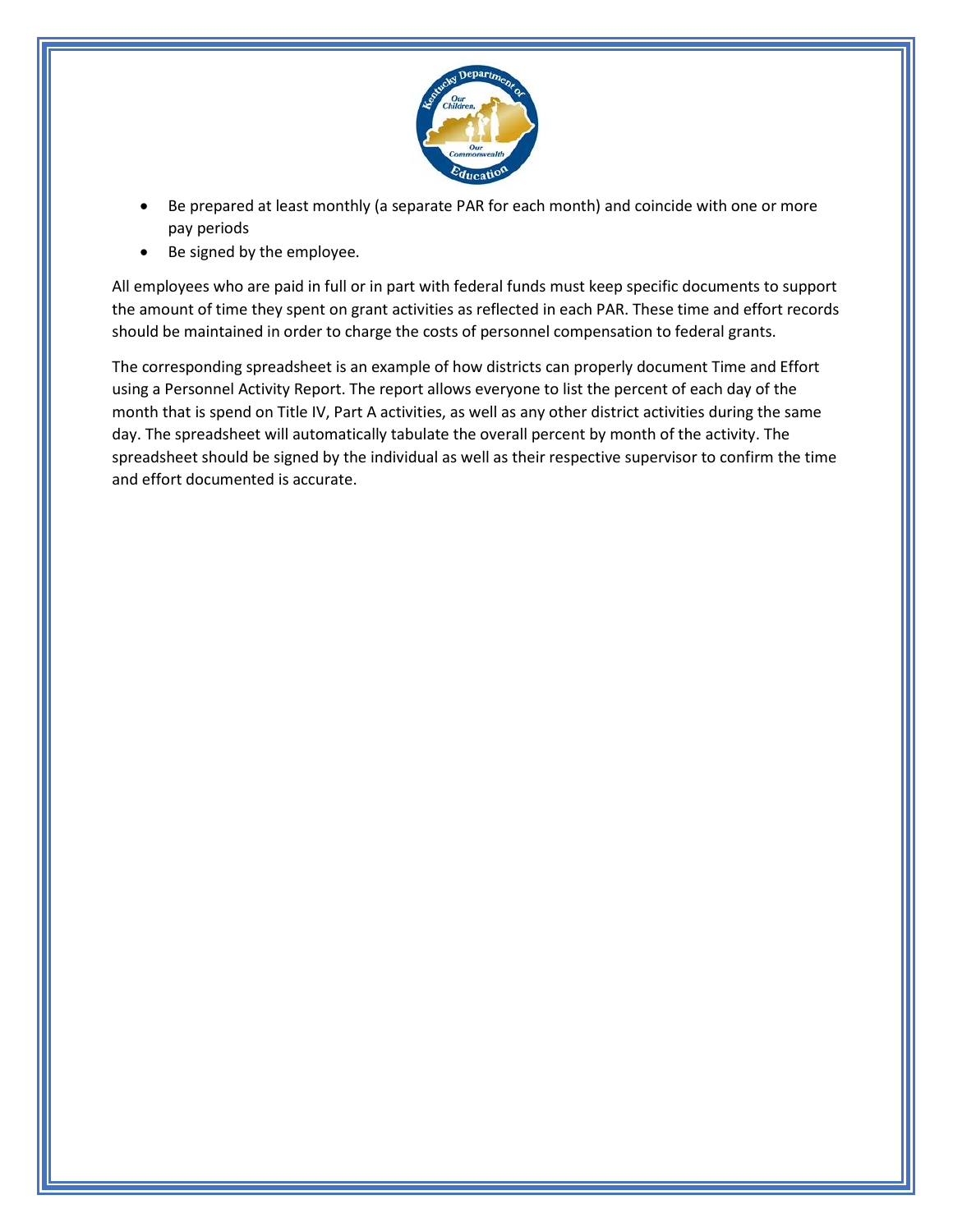- Be prepared at least monthly (a separate PAR for each month) and coincide with one or more pay periods
- Be signed by the employee.

All employees who are paid in full or in part with federal funds must keep specific documents to support the amount of time they spent on grant activities as reflected in each PAR. These time and effort records should be maintained in order to charge the costs of personnel compensation to federal grants.

The corresponding spreadsheet is an example of how districts can properly document Time and Effort using a Personnel Activity Report. The report allows everyone to list the percent of each day of the month that is spend on Title IV, Part A activities, as well as any other district activities during the same day. The spreadsheet will automatically tabulate the overall percent by month of the activity. The spreadsheet should be signed by the individual as well as their respective supervisor to confirm the time and effort documented is accurate.